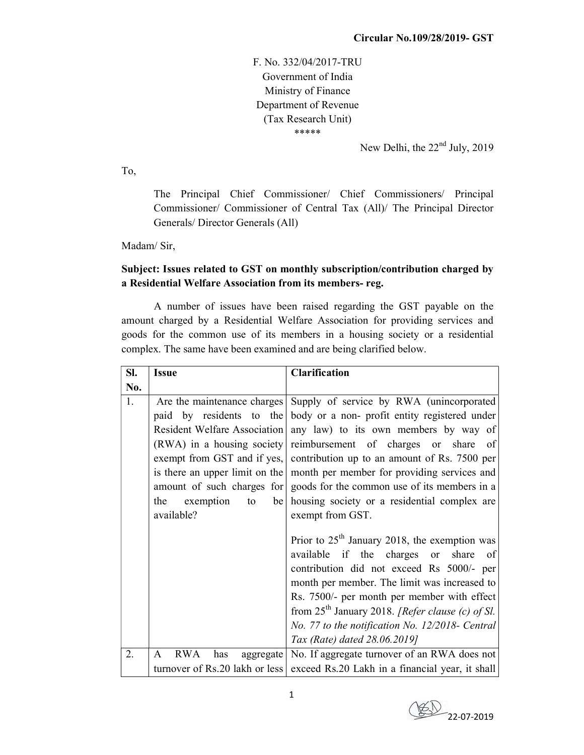**Circular No.109/28/2019- GST**

F. No. 332/04/2017-TRU
Government of India
Ministry of Finance
Department of Revenue
(Tax Research Unit)
\*\*\*\*\*

New Delhi, the 22nd July, 2019

To,

The Principal Chief Commissioner/ Chief Commissioners/ Principal Commissioner/ Commissioner of Central Tax (All)/ The Principal Director Generals/ Director Generals (All)

Madam/ Sir,

**Subject: Issues related to GST on monthly subscription/contribution charged by a Residential Welfare Association from its members- reg.**

A number of issues have been raised regarding the GST payable on the amount charged by a Residential Welfare Association for providing services and goods for the common use of its members in a housing society or a residential complex. The same have been examined and are being clarified below.

| Sl. No. | Issue | Clarification |
|---|---|---|
| 1. | Are the maintenance charges paid by residents to the Resident Welfare Association (RWA) in a housing society exempt from GST and if yes, is there an upper limit on the amount of such charges for the exemption to be available? | Supply of service by RWA (unincorporated body or a non- profit entity registered under any law) to its own members by way of reimbursement of charges or share of contribution up to an amount of Rs. 7500 per month per member for providing services and goods for the common use of its members in a housing society or a residential complex are exempt from GST.<br><br>Prior to 25th January 2018, the exemption was available if the charges or share of contribution did not exceed Rs 5000/- per month per member. The limit was increased to Rs. 7500/- per month per member with effect from 25th January 2018. *[Refer clause (c) of Sl. No. 77 to the notification No. 12/2018- Central Tax (Rate) dated 28.06.2019]* |
| 2. | A RWA has aggregate turnover of Rs.20 lakh or less | No. If aggregate turnover of an RWA does not exceed Rs.20 Lakh in a financial year, it shall |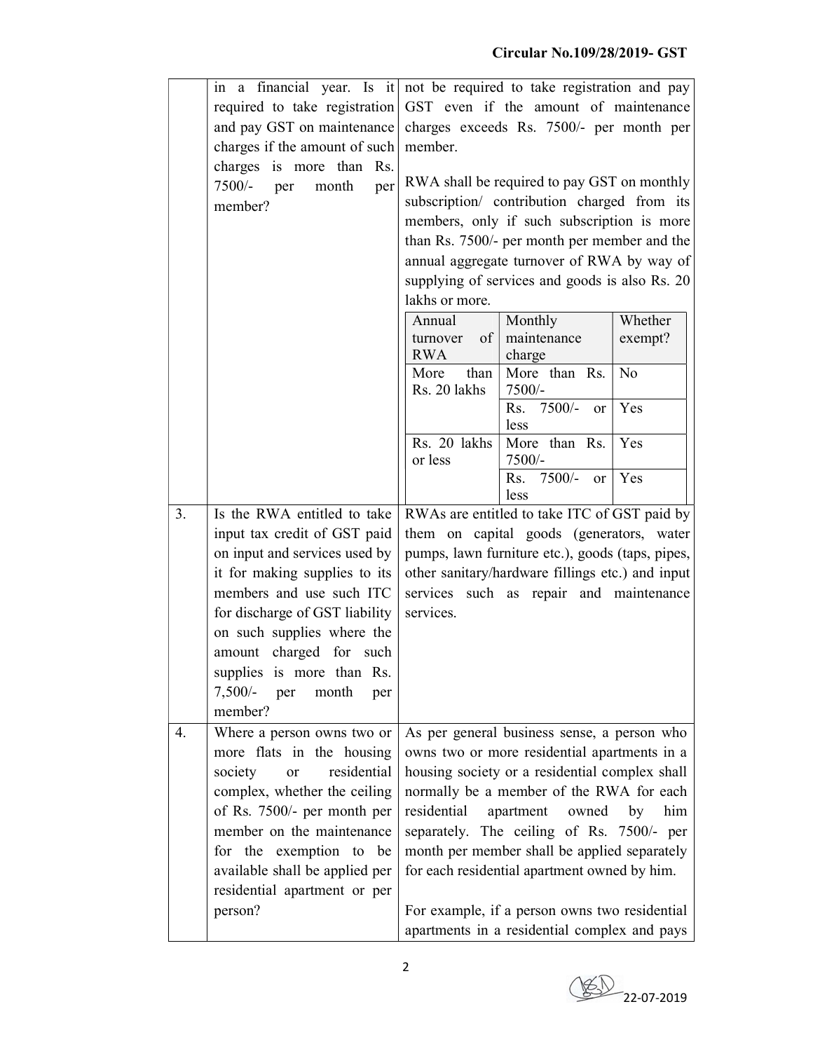| | | |
|---|---|---|
| | in a financial year. Is it required to take registration and pay GST on maintenance charges if the amount of such charges is more than Rs. 7500/- per month per member? | not be required to take registration and pay GST even if the amount of maintenance charges exceeds Rs. 7500/- per month per member.<br><br>RWA shall be required to pay GST on monthly subscription/ contribution charged from its members, only if such subscription is more than Rs. 7500/- per month per member and the annual aggregate turnover of RWA by way of supplying of services and goods is also Rs. 20 lakhs or more.<br><br>Annual turnover of RWA \| Monthly maintenance charge \| Whether exempt?<br>More than Rs. 20 lakhs \| More than Rs. 7500/- \| No<br>More than Rs. 20 lakhs \| Rs. 7500/- or less \| Yes<br>Rs. 20 lakhs or less \| More than Rs. 7500/- \| Yes<br>Rs. 20 lakhs or less \| Rs. 7500/- or less \| Yes |
| 3. | Is the RWA entitled to take input tax credit of GST paid on input and services used by it for making supplies to its members and use such ITC for discharge of GST liability on such supplies where the amount charged for such supplies is more than Rs. 7,500/- per month per member? | RWAs are entitled to take ITC of GST paid by them on capital goods (generators, water pumps, lawn furniture etc.), goods (taps, pipes, other sanitary/hardware fillings etc.) and input services such as repair and maintenance services. |
| 4. | Where a person owns two or more flats in the housing society or residential complex, whether the ceiling of Rs. 7500/- per month per member on the maintenance for the exemption to be available shall be applied per residential apartment or per person? | As per general business sense, a person who owns two or more residential apartments in a housing society or a residential complex shall normally be a member of the RWA for each residential apartment owned by him separately. The ceiling of Rs. 7500/- per month per member shall be applied separately for each residential apartment owned by him.<br><br>For example, if a person owns two residential apartments in a residential complex and pays |

| Annual turnover of RWA | Monthly maintenance charge | Whether exempt? |
|---|---|---|
| More than Rs. 20 lakhs | More than Rs. 7500/- | No |
| | Rs. 7500/- or less | Yes |
| Rs. 20 lakhs or less | More than Rs. 7500/- | Yes |
| | Rs. 7500/- or less | Yes |

22-07-2019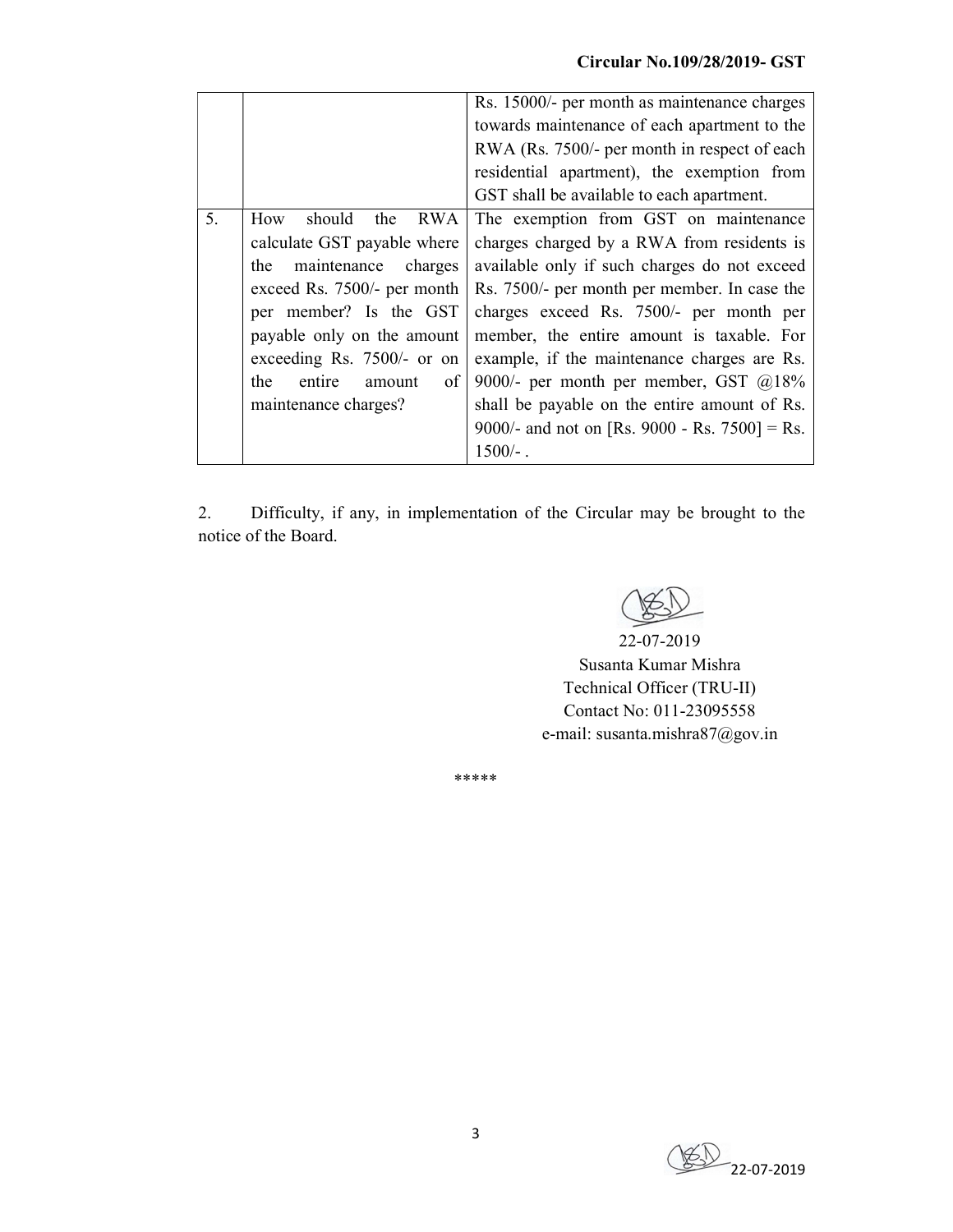| | | |
|---|---|---|
| | | Rs. 15000/- per month as maintenance charges towards maintenance of each apartment to the RWA (Rs. 7500/- per month in respect of each residential apartment), the exemption from GST shall be available to each apartment. |
| 5. | How should the RWA calculate GST payable where the maintenance charges exceed Rs. 7500/- per month per member? Is the GST payable only on the amount exceeding Rs. 7500/- or on the entire amount of maintenance charges? | The exemption from GST on maintenance charges charged by a RWA from residents is available only if such charges do not exceed Rs. 7500/- per month per member. In case the charges exceed Rs. 7500/- per month per member, the entire amount is taxable. For example, if the maintenance charges are Rs. 9000/- per month per member, GST @18% shall be payable on the entire amount of Rs. 9000/- and not on [Rs. 9000 - Rs. 7500] = Rs. 1500/- . |

2. Difficulty, if any, in implementation of the Circular may be brought to the notice of the Board.

22-07-2019
Susanta Kumar Mishra
Technical Officer (TRU-II)
Contact No: 011-23095558
e-mail: susanta.mishra87@gov.in

*****